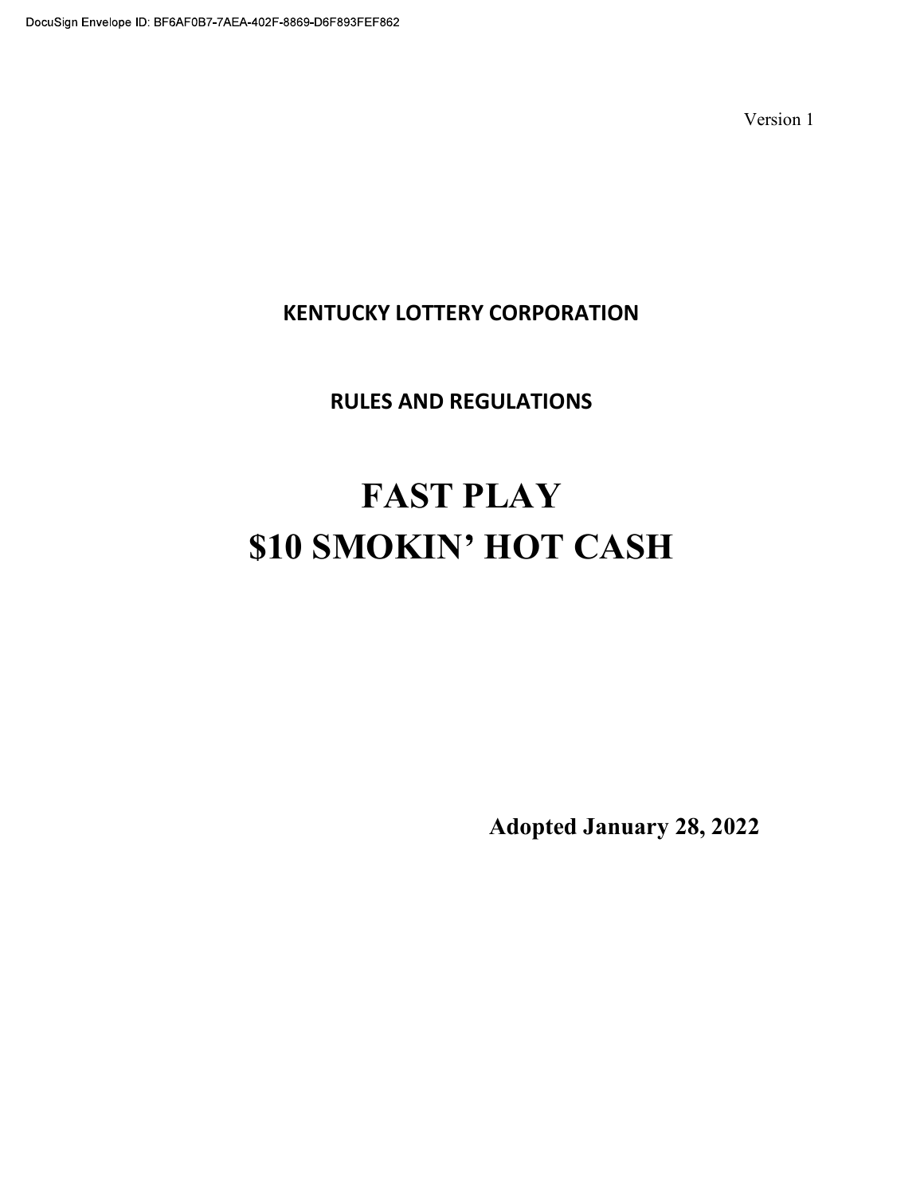DocuSign Envelope ID: BF6AF0B7-7AEA-402F-8869-D6F893FEF862

Version 1

**KENTUCKY LOTTERY CORPORATION**

**RULES AND REGULATIONS**

# FAST PLAY
# $10 SMOKIN' HOT CASH

**Adopted January 28, 2022**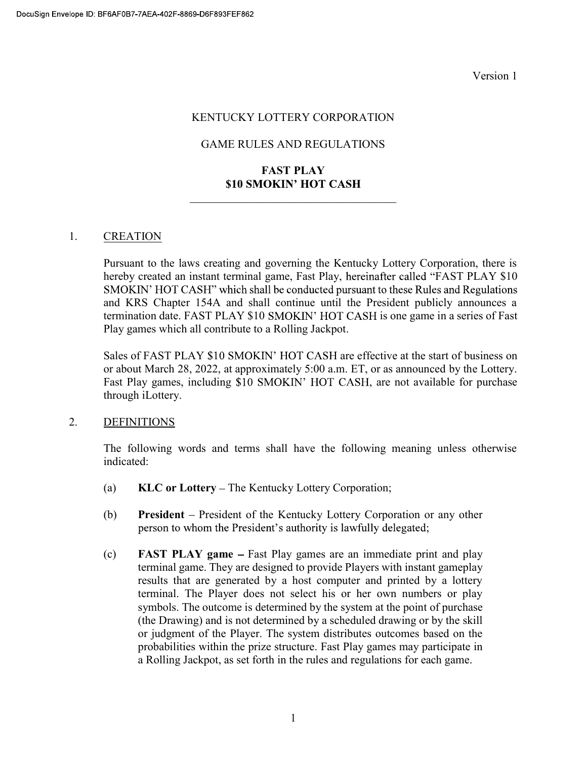Version 1

KENTUCKY LOTTERY CORPORATION

GAME RULES AND REGULATIONS

**FAST PLAY**
**$10 SMOKIN' HOT CASH**

---

1. CREATION

   Pursuant to the laws creating and governing the Kentucky Lottery Corporation, there is hereby created an instant terminal game, Fast Play, hereinafter called "FAST PLAY $10 SMOKIN' HOT CASH" which shall be conducted pursuant to these Rules and Regulations and KRS Chapter 154A and shall continue until the President publicly announces a termination date. FAST PLAY $10 SMOKIN' HOT CASH is one game in a series of Fast Play games which all contribute to a Rolling Jackpot.

   Sales of FAST PLAY $10 SMOKIN' HOT CASH are effective at the start of business on or about March 28, 2022, at approximately 5:00 a.m. ET, or as announced by the Lottery. Fast Play games, including $10 SMOKIN' HOT CASH, are not available for purchase through iLottery.

2. DEFINITIONS

   The following words and terms shall have the following meaning unless otherwise indicated:

   (a) **KLC or Lottery** – The Kentucky Lottery Corporation;

   (b) **President** – President of the Kentucky Lottery Corporation or any other person to whom the President's authority is lawfully delegated;

   (c) **FAST PLAY game –** Fast Play games are an immediate print and play terminal game. They are designed to provide Players with instant gameplay results that are generated by a host computer and printed by a lottery terminal. The Player does not select his or her own numbers or play symbols. The outcome is determined by the system at the point of purchase (the Drawing) and is not determined by a scheduled drawing or by the skill or judgment of the Player. The system distributes outcomes based on the probabilities within the prize structure. Fast Play games may participate in a Rolling Jackpot, as set forth in the rules and regulations for each game.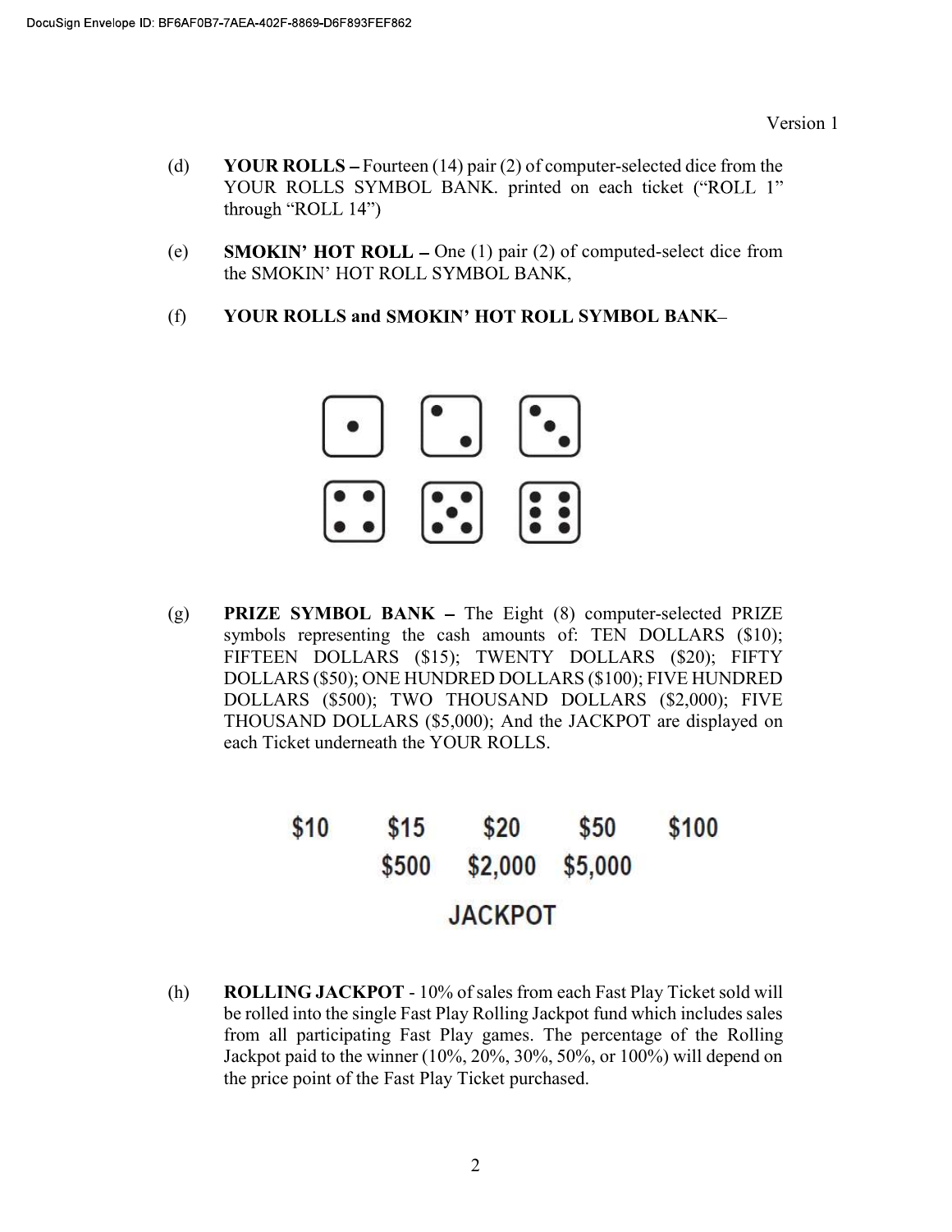Version 1

(d) **YOUR ROLLS –** Fourteen (14) pair (2) of computer-selected dice from the YOUR ROLLS SYMBOL BANK. printed on each ticket ("ROLL 1" through "ROLL 14")

(e) **SMOKIN' HOT ROLL –** One (1) pair (2) of computed-select dice from the SMOKIN' HOT ROLL SYMBOL BANK,

(f) **YOUR ROLLS and SMOKIN' HOT ROLL SYMBOL BANK–**

(g) **PRIZE SYMBOL BANK –** The Eight (8) computer-selected PRIZE symbols representing the cash amounts of: TEN DOLLARS ($10); FIFTEEN DOLLARS ($15); TWENTY DOLLARS ($20); FIFTY DOLLARS ($50); ONE HUNDRED DOLLARS ($100); FIVE HUNDRED DOLLARS ($500); TWO THOUSAND DOLLARS ($2,000); FIVE THOUSAND DOLLARS ($5,000); And the JACKPOT are displayed on each Ticket underneath the YOUR ROLLS.

$10 $15 $20 $50 $100
$500 $2,000 $5,000
JACKPOT

(h) **ROLLING JACKPOT** - 10% of sales from each Fast Play Ticket sold will be rolled into the single Fast Play Rolling Jackpot fund which includes sales from all participating Fast Play games. The percentage of the Rolling Jackpot paid to the winner (10%, 20%, 30%, 50%, or 100%) will depend on the price point of the Fast Play Ticket purchased.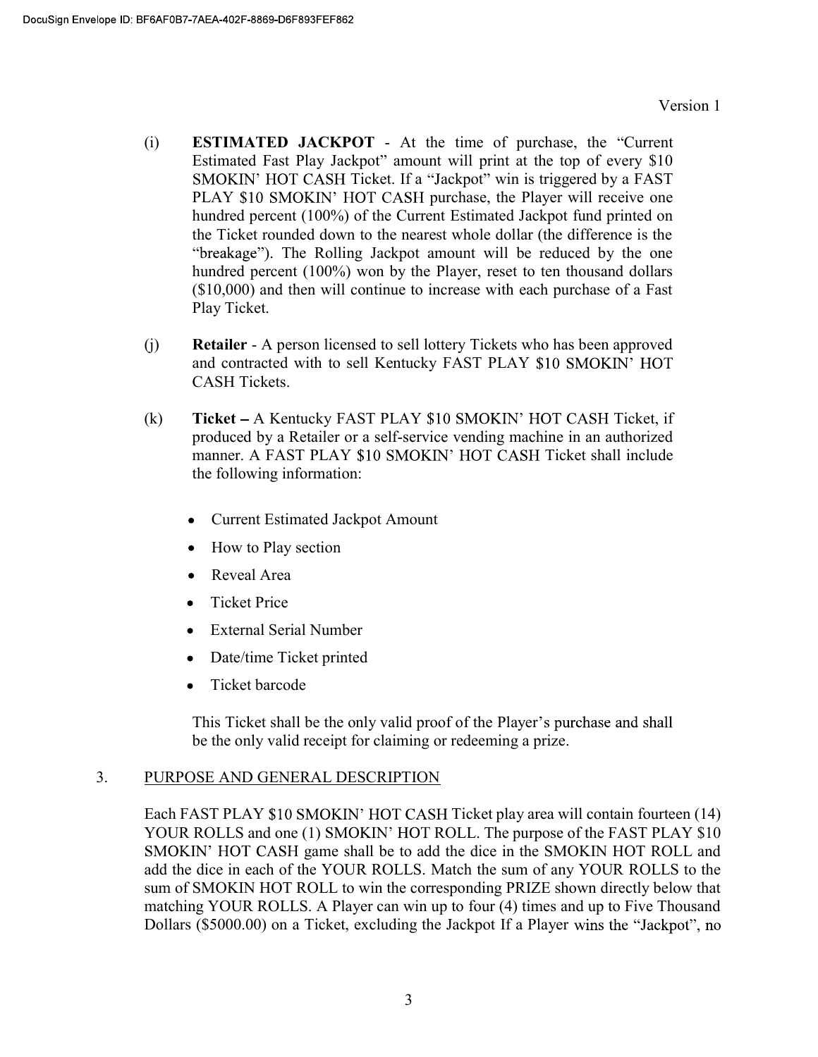(i) **ESTIMATED JACKPOT** - At the time of purchase, the "Current Estimated Fast Play Jackpot" amount will print at the top of every $10 SMOKIN' HOT CASH Ticket. If a "Jackpot" win is triggered by a FAST PLAY $10 SMOKIN' HOT CASH purchase, the Player will receive one hundred percent (100%) of the Current Estimated Jackpot fund printed on the Ticket rounded down to the nearest whole dollar (the difference is the "breakage"). The Rolling Jackpot amount will be reduced by the one hundred percent (100%) won by the Player, reset to ten thousand dollars ($10,000) and then will continue to increase with each purchase of a Fast Play Ticket.

(j) **Retailer** - A person licensed to sell lottery Tickets who has been approved and contracted with to sell Kentucky FAST PLAY $10 SMOKIN' HOT CASH Tickets.

(k) **Ticket –** A Kentucky FAST PLAY $10 SMOKIN' HOT CASH Ticket, if produced by a Retailer or a self-service vending machine in an authorized manner. A FAST PLAY $10 SMOKIN' HOT CASH Ticket shall include the following information:

- Current Estimated Jackpot Amount
- How to Play section
- Reveal Area
- Ticket Price
- External Serial Number
- Date/time Ticket printed
- Ticket barcode

This Ticket shall be the only valid proof of the Player's purchase and shall be the only valid receipt for claiming or redeeming a prize.

3. PURPOSE AND GENERAL DESCRIPTION

Each FAST PLAY $10 SMOKIN' HOT CASH Ticket play area will contain fourteen (14) YOUR ROLLS and one (1) SMOKIN' HOT ROLL. The purpose of the FAST PLAY $10 SMOKIN' HOT CASH game shall be to add the dice in the SMOKIN HOT ROLL and add the dice in each of the YOUR ROLLS. Match the sum of any YOUR ROLLS to the sum of SMOKIN HOT ROLL to win the corresponding PRIZE shown directly below that matching YOUR ROLLS. A Player can win up to four (4) times and up to Five Thousand Dollars ($5000.00) on a Ticket, excluding the Jackpot If a Player wins the "Jackpot", no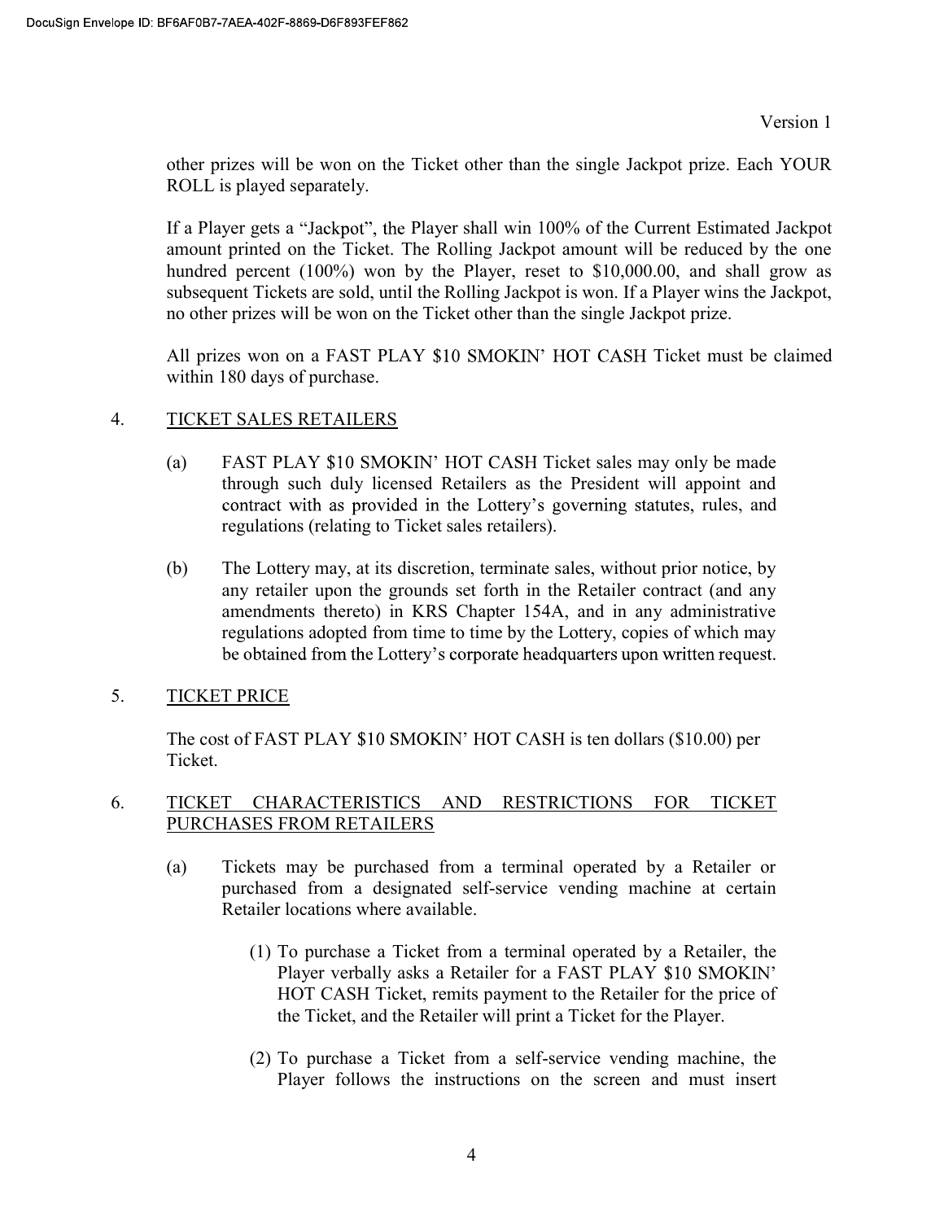other prizes will be won on the Ticket other than the single Jackpot prize. Each YOUR ROLL is played separately.

If a Player gets a "Jackpot", the Player shall win 100% of the Current Estimated Jackpot amount printed on the Ticket. The Rolling Jackpot amount will be reduced by the one hundred percent (100%) won by the Player, reset to $10,000.00, and shall grow as subsequent Tickets are sold, until the Rolling Jackpot is won. If a Player wins the Jackpot, no other prizes will be won on the Ticket other than the single Jackpot prize.

All prizes won on a FAST PLAY $10 SMOKIN' HOT CASH Ticket must be claimed within 180 days of purchase.

4. <u>TICKET SALES RETAILERS</u>

   (a) FAST PLAY $10 SMOKIN' HOT CASH Ticket sales may only be made through such duly licensed Retailers as the President will appoint and contract with as provided in the Lottery's governing statutes, rules, and regulations (relating to Ticket sales retailers).

   (b) The Lottery may, at its discretion, terminate sales, without prior notice, by any retailer upon the grounds set forth in the Retailer contract (and any amendments thereto) in KRS Chapter 154A, and in any administrative regulations adopted from time to time by the Lottery, copies of which may be obtained from the Lottery's corporate headquarters upon written request.

5. <u>TICKET PRICE</u>

   The cost of FAST PLAY $10 SMOKIN' HOT CASH is ten dollars ($10.00) per Ticket.

6. <u>TICKET CHARACTERISTICS AND RESTRICTIONS FOR TICKET PURCHASES FROM RETAILERS</u>

   (a) Tickets may be purchased from a terminal operated by a Retailer or purchased from a designated self-service vending machine at certain Retailer locations where available.

      (1) To purchase a Ticket from a terminal operated by a Retailer, the Player verbally asks a Retailer for a FAST PLAY $10 SMOKIN' HOT CASH Ticket, remits payment to the Retailer for the price of the Ticket, and the Retailer will print a Ticket for the Player.

      (2) To purchase a Ticket from a self-service vending machine, the Player follows the instructions on the screen and must insert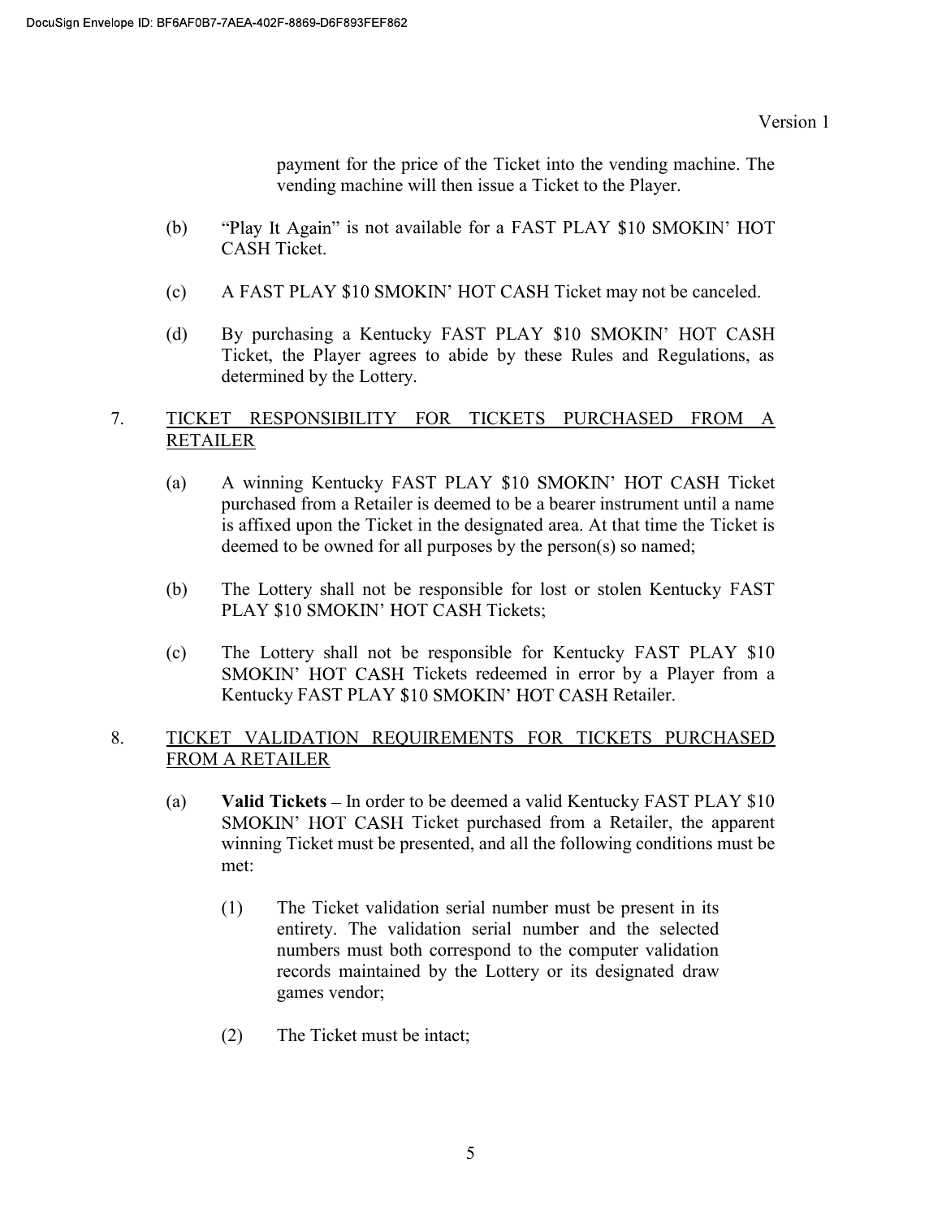payment for the price of the Ticket into the vending machine. The vending machine will then issue a Ticket to the Player.

(b) "Play It Again" is not available for a FAST PLAY $10 SMOKIN' HOT CASH Ticket.

(c) A FAST PLAY $10 SMOKIN' HOT CASH Ticket may not be canceled.

(d) By purchasing a Kentucky FAST PLAY $10 SMOKIN' HOT CASH Ticket, the Player agrees to abide by these Rules and Regulations, as determined by the Lottery.

7. <u>TICKET RESPONSIBILITY FOR TICKETS PURCHASED FROM A RETAILER</u>

(a) A winning Kentucky FAST PLAY $10 SMOKIN' HOT CASH Ticket purchased from a Retailer is deemed to be a bearer instrument until a name is affixed upon the Ticket in the designated area. At that time the Ticket is deemed to be owned for all purposes by the person(s) so named;

(b) The Lottery shall not be responsible for lost or stolen Kentucky FAST PLAY $10 SMOKIN' HOT CASH Tickets;

(c) The Lottery shall not be responsible for Kentucky FAST PLAY $10 SMOKIN' HOT CASH Tickets redeemed in error by a Player from a Kentucky FAST PLAY $10 SMOKIN' HOT CASH Retailer.

8. <u>TICKET VALIDATION REQUIREMENTS FOR TICKETS PURCHASED FROM A RETAILER</u>

(a) **Valid Tickets** – In order to be deemed a valid Kentucky FAST PLAY $10 SMOKIN' HOT CASH Ticket purchased from a Retailer, the apparent winning Ticket must be presented, and all the following conditions must be met:

(1) The Ticket validation serial number must be present in its entirety. The validation serial number and the selected numbers must both correspond to the computer validation records maintained by the Lottery or its designated draw games vendor;

(2) The Ticket must be intact;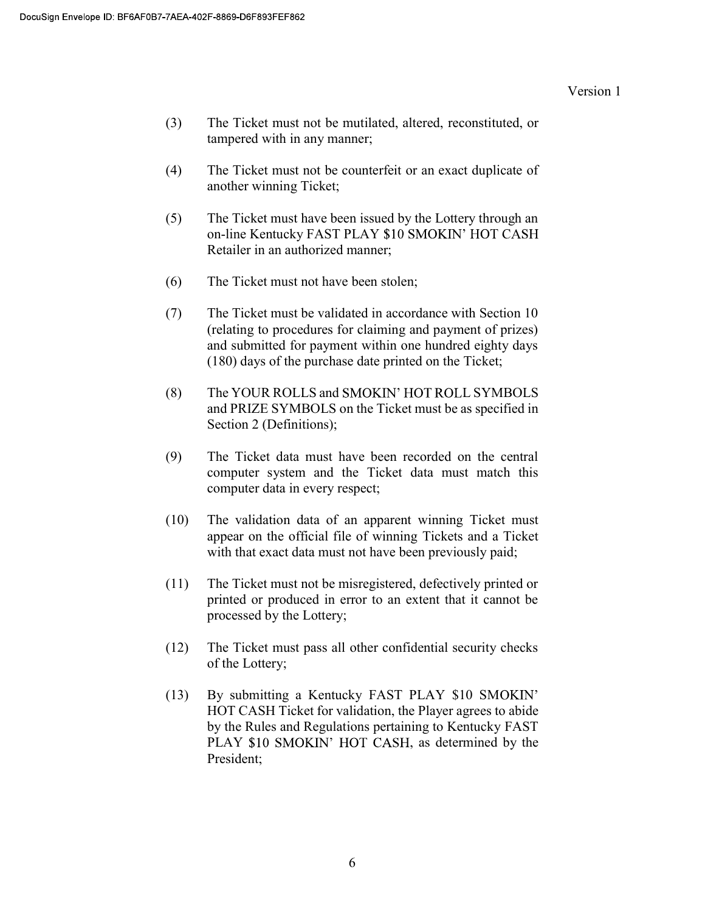(3) The Ticket must not be mutilated, altered, reconstituted, or tampered with in any manner;

(4) The Ticket must not be counterfeit or an exact duplicate of another winning Ticket;

(5) The Ticket must have been issued by the Lottery through an on-line Kentucky FAST PLAY $10 SMOKIN’ HOT CASH Retailer in an authorized manner;

(6) The Ticket must not have been stolen;

(7) The Ticket must be validated in accordance with Section 10 (relating to procedures for claiming and payment of prizes) and submitted for payment within one hundred eighty days (180) days of the purchase date printed on the Ticket;

(8) The YOUR ROLLS and SMOKIN’ HOT ROLL SYMBOLS and PRIZE SYMBOLS on the Ticket must be as specified in Section 2 (Definitions);

(9) The Ticket data must have been recorded on the central computer system and the Ticket data must match this computer data in every respect;

(10) The validation data of an apparent winning Ticket must appear on the official file of winning Tickets and a Ticket with that exact data must not have been previously paid;

(11) The Ticket must not be misregistered, defectively printed or printed or produced in error to an extent that it cannot be processed by the Lottery;

(12) The Ticket must pass all other confidential security checks of the Lottery;

(13) By submitting a Kentucky FAST PLAY $10 SMOKIN’ HOT CASH Ticket for validation, the Player agrees to abide by the Rules and Regulations pertaining to Kentucky FAST PLAY $10 SMOKIN’ HOT CASH, as determined by the President;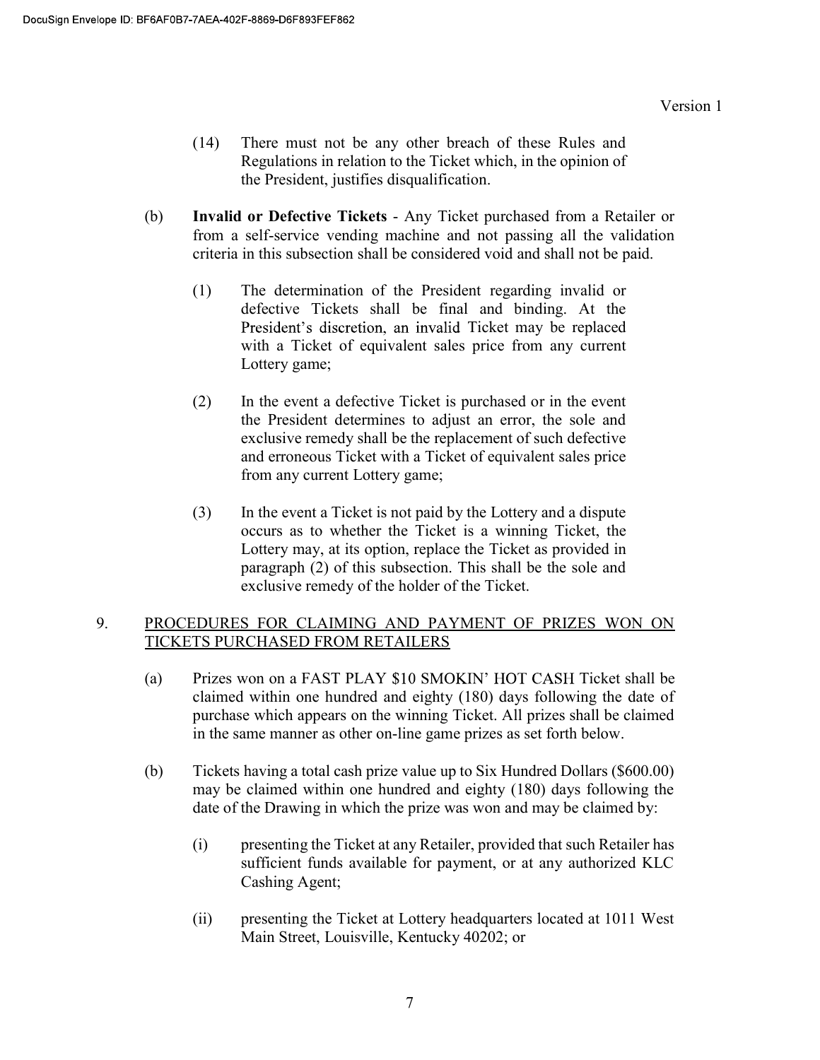(14) There must not be any other breach of these Rules and Regulations in relation to the Ticket which, in the opinion of the President, justifies disqualification.

(b) **Invalid or Defective Tickets** - Any Ticket purchased from a Retailer or from a self-service vending machine and not passing all the validation criteria in this subsection shall be considered void and shall not be paid.

(1) The determination of the President regarding invalid or defective Tickets shall be final and binding. At the President's discretion, an invalid Ticket may be replaced with a Ticket of equivalent sales price from any current Lottery game;

(2) In the event a defective Ticket is purchased or in the event the President determines to adjust an error, the sole and exclusive remedy shall be the replacement of such defective and erroneous Ticket with a Ticket of equivalent sales price from any current Lottery game;

(3) In the event a Ticket is not paid by the Lottery and a dispute occurs as to whether the Ticket is a winning Ticket, the Lottery may, at its option, replace the Ticket as provided in paragraph (2) of this subsection. This shall be the sole and exclusive remedy of the holder of the Ticket.

9. <u>PROCEDURES FOR CLAIMING AND PAYMENT OF PRIZES WON ON TICKETS PURCHASED FROM RETAILERS</u>

(a) Prizes won on a FAST PLAY $10 SMOKIN' HOT CASH Ticket shall be claimed within one hundred and eighty (180) days following the date of purchase which appears on the winning Ticket. All prizes shall be claimed in the same manner as other on-line game prizes as set forth below.

(b) Tickets having a total cash prize value up to Six Hundred Dollars ($600.00) may be claimed within one hundred and eighty (180) days following the date of the Drawing in which the prize was won and may be claimed by:

(i) presenting the Ticket at any Retailer, provided that such Retailer has sufficient funds available for payment, or at any authorized KLC Cashing Agent;

(ii) presenting the Ticket at Lottery headquarters located at 1011 West Main Street, Louisville, Kentucky 40202; or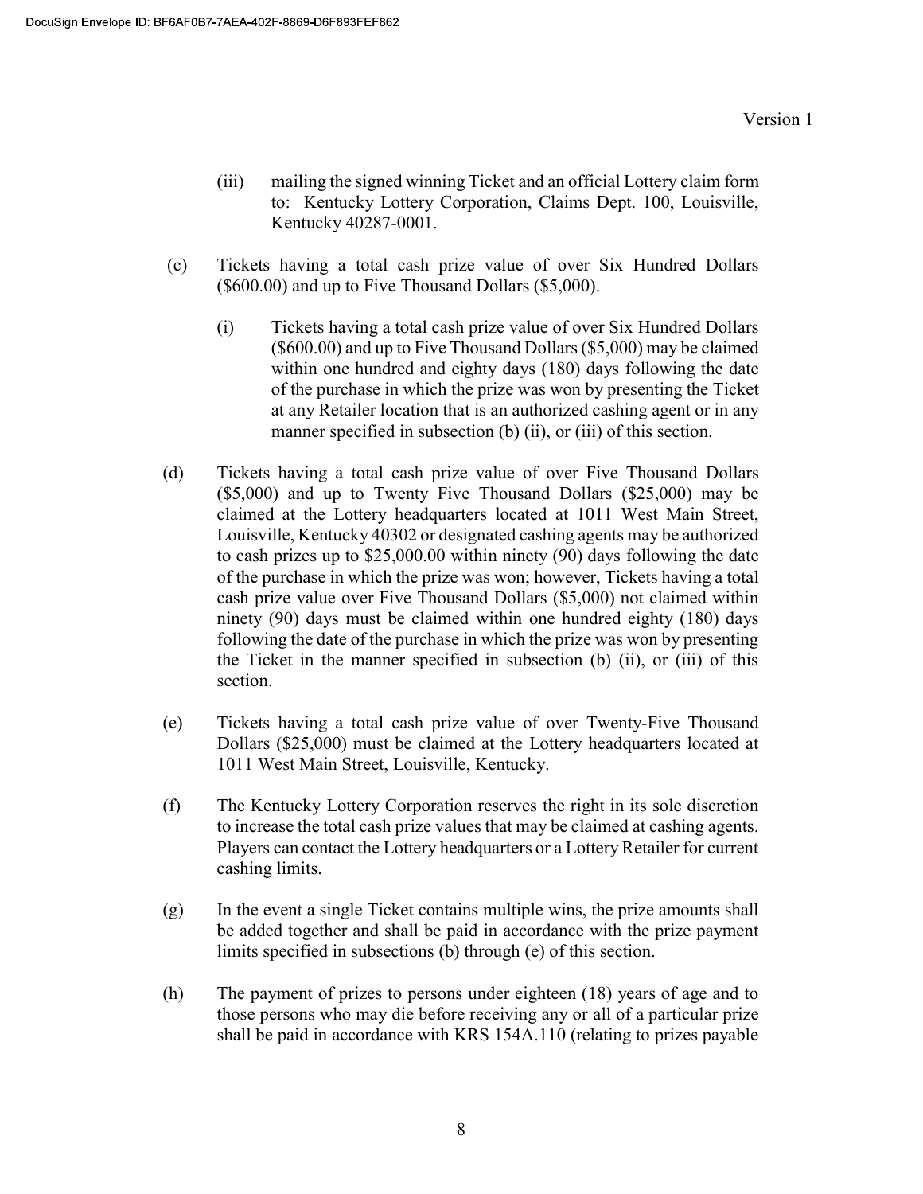(iii) mailing the signed winning Ticket and an official Lottery claim form to: Kentucky Lottery Corporation, Claims Dept. 100, Louisville, Kentucky 40287-0001.

(c) Tickets having a total cash prize value of over Six Hundred Dollars ($600.00) and up to Five Thousand Dollars ($5,000).

(i) Tickets having a total cash prize value of over Six Hundred Dollars ($600.00) and up to Five Thousand Dollars ($5,000) may be claimed within one hundred and eighty days (180) days following the date of the purchase in which the prize was won by presenting the Ticket at any Retailer location that is an authorized cashing agent or in any manner specified in subsection (b) (ii), or (iii) of this section.

(d) Tickets having a total cash prize value of over Five Thousand Dollars ($5,000) and up to Twenty Five Thousand Dollars ($25,000) may be claimed at the Lottery headquarters located at 1011 West Main Street, Louisville, Kentucky 40302 or designated cashing agents may be authorized to cash prizes up to $25,000.00 within ninety (90) days following the date of the purchase in which the prize was won; however, Tickets having a total cash prize value over Five Thousand Dollars ($5,000) not claimed within ninety (90) days must be claimed within one hundred eighty (180) days following the date of the purchase in which the prize was won by presenting the Ticket in the manner specified in subsection (b) (ii), or (iii) of this section.

(e) Tickets having a total cash prize value of over Twenty-Five Thousand Dollars ($25,000) must be claimed at the Lottery headquarters located at 1011 West Main Street, Louisville, Kentucky.

(f) The Kentucky Lottery Corporation reserves the right in its sole discretion to increase the total cash prize values that may be claimed at cashing agents. Players can contact the Lottery headquarters or a Lottery Retailer for current cashing limits.

(g) In the event a single Ticket contains multiple wins, the prize amounts shall be added together and shall be paid in accordance with the prize payment limits specified in subsections (b) through (e) of this section.

(h) The payment of prizes to persons under eighteen (18) years of age and to those persons who may die before receiving any or all of a particular prize shall be paid in accordance with KRS 154A.110 (relating to prizes payable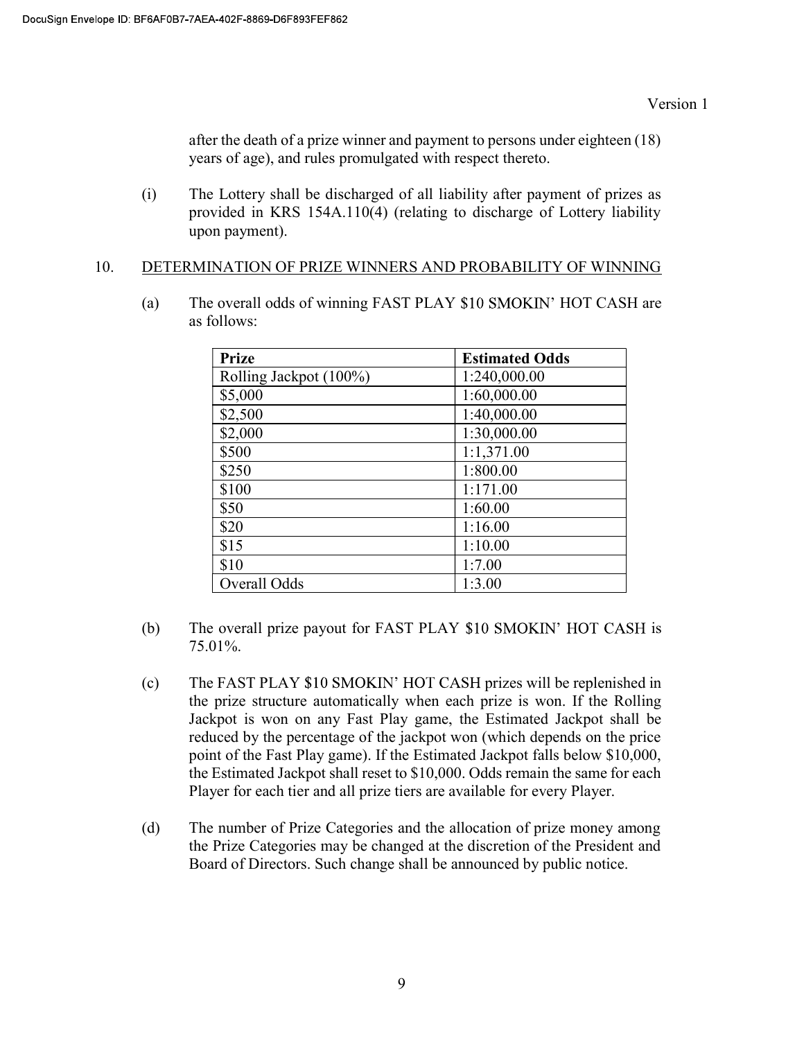after the death of a prize winner and payment to persons under eighteen (18) years of age), and rules promulgated with respect thereto.

(i) The Lottery shall be discharged of all liability after payment of prizes as provided in KRS 154A.110(4) (relating to discharge of Lottery liability upon payment).

10. DETERMINATION OF PRIZE WINNERS AND PROBABILITY OF WINNING

(a) The overall odds of winning FAST PLAY $10 SMOKIN' HOT CASH are as follows:

| Prize | Estimated Odds |
|---|---|
| Rolling Jackpot (100%) | 1:240,000.00 |
| $5,000 | 1:60,000.00 |
| $2,500 | 1:40,000.00 |
| $2,000 | 1:30,000.00 |
| $500 | 1:1,371.00 |
| $250 | 1:800.00 |
| $100 | 1:171.00 |
| $50 | 1:60.00 |
| $20 | 1:16.00 |
| $15 | 1:10.00 |
| $10 | 1:7.00 |
| Overall Odds | 1:3.00 |

(b) The overall prize payout for FAST PLAY $10 SMOKIN' HOT CASH is 75.01%.

(c) The FAST PLAY $10 SMOKIN' HOT CASH prizes will be replenished in the prize structure automatically when each prize is won. If the Rolling Jackpot is won on any Fast Play game, the Estimated Jackpot shall be reduced by the percentage of the jackpot won (which depends on the price point of the Fast Play game). If the Estimated Jackpot falls below $10,000, the Estimated Jackpot shall reset to $10,000. Odds remain the same for each Player for each tier and all prize tiers are available for every Player.

(d) The number of Prize Categories and the allocation of prize money among the Prize Categories may be changed at the discretion of the President and Board of Directors. Such change shall be announced by public notice.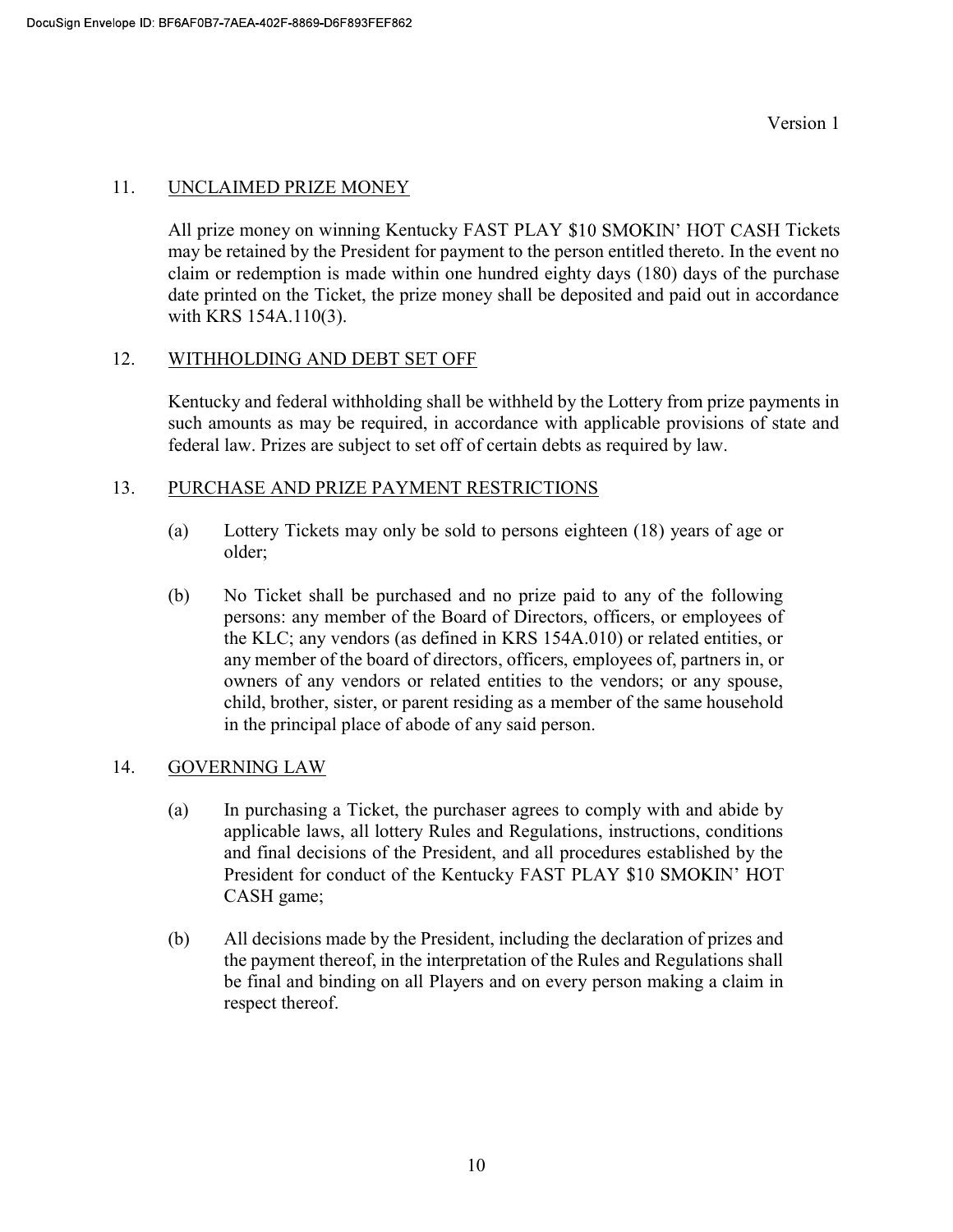11. UNCLAIMED PRIZE MONEY

    All prize money on winning Kentucky FAST PLAY $10 SMOKIN' HOT CASH Tickets may be retained by the President for payment to the person entitled thereto. In the event no claim or redemption is made within one hundred eighty days (180) days of the purchase date printed on the Ticket, the prize money shall be deposited and paid out in accordance with KRS 154A.110(3).

12. WITHHOLDING AND DEBT SET OFF

    Kentucky and federal withholding shall be withheld by the Lottery from prize payments in such amounts as may be required, in accordance with applicable provisions of state and federal law. Prizes are subject to set off of certain debts as required by law.

13. PURCHASE AND PRIZE PAYMENT RESTRICTIONS

    (a) Lottery Tickets may only be sold to persons eighteen (18) years of age or older;

    (b) No Ticket shall be purchased and no prize paid to any of the following persons: any member of the Board of Directors, officers, or employees of the KLC; any vendors (as defined in KRS 154A.010) or related entities, or any member of the board of directors, officers, employees of, partners in, or owners of any vendors or related entities to the vendors; or any spouse, child, brother, sister, or parent residing as a member of the same household in the principal place of abode of any said person.

14. GOVERNING LAW

    (a) In purchasing a Ticket, the purchaser agrees to comply with and abide by applicable laws, all lottery Rules and Regulations, instructions, conditions and final decisions of the President, and all procedures established by the President for conduct of the Kentucky FAST PLAY $10 SMOKIN' HOT CASH game;

    (b) All decisions made by the President, including the declaration of prizes and the payment thereof, in the interpretation of the Rules and Regulations shall be final and binding on all Players and on every person making a claim in respect thereof.